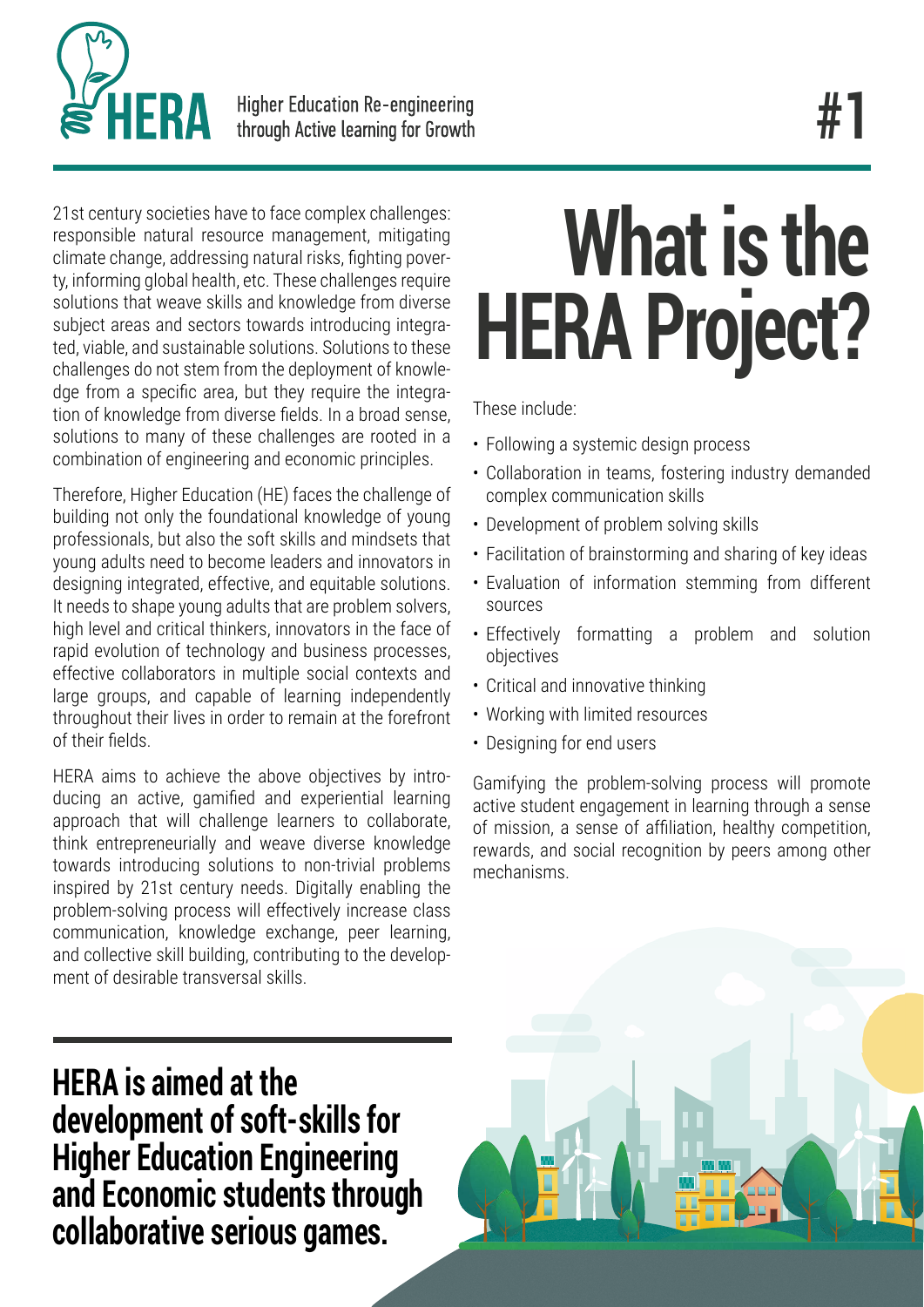**HERA** Higher Education Re-engineering through Active learning for Growth

# #1

# What is the HERA Project?

21st century societies have to face complex challenges: responsible natural resource management, mitigating climate change, addressing natural risks, fighting poverty, informing global health, etc. These challenges require solutions that weave skills and knowledge from diverse subject areas and sectors towards introducing integrated, viable, and sustainable solutions. Solutions to these challenges do not stem from the deployment of knowledge from a specific area, but they require the integration of knowledge from diverse fields. In a broad sense, solutions to many of these challenges are rooted in a combination of engineering and economic principles.

Therefore, Higher Education (HE) faces the challenge of building not only the foundational knowledge of young professionals, but also the soft skills and mindsets that young adults need to become leaders and innovators in designing integrated, effective, and equitable solutions. It needs to shape young adults that are problem solvers, high level and critical thinkers, innovators in the face of rapid evolution of technology and business processes, effective collaborators in multiple social contexts and large groups, and capable of learning independently throughout their lives in order to remain at the forefront of their fields.

HERA aims to achieve the above objectives by introducing an active, gamified and experiential learning approach that will challenge learners to collaborate, think entrepreneurially and weave diverse knowledge towards introducing solutions to non-trivial problems inspired by 21st century needs. Digitally enabling the problem-solving process will effectively increase class communication, knowledge exchange, peer learning, and collective skill building, contributing to the development of desirable transversal skills.

These include:

- Following a systemic design process
- Collaboration in teams, fostering industry demanded complex communication skills
- Development of problem solving skills
- Facilitation of brainstorming and sharing of key ideas
- Evaluation of information stemming from different sources
- Effectively formatting a problem and solution objectives
- Critical and innovative thinking
- Working with limited resources
- Designing for end users

Gamifying the problem-solving process will promote active student engagement in learning through a sense of mission, a sense of affiliation, healthy competition, rewards, and social recognition by peers among other mechanisms.

## HERA is aimed at the development of soft-skills for Higher Education Engineering and Economic students through collaborative serious games.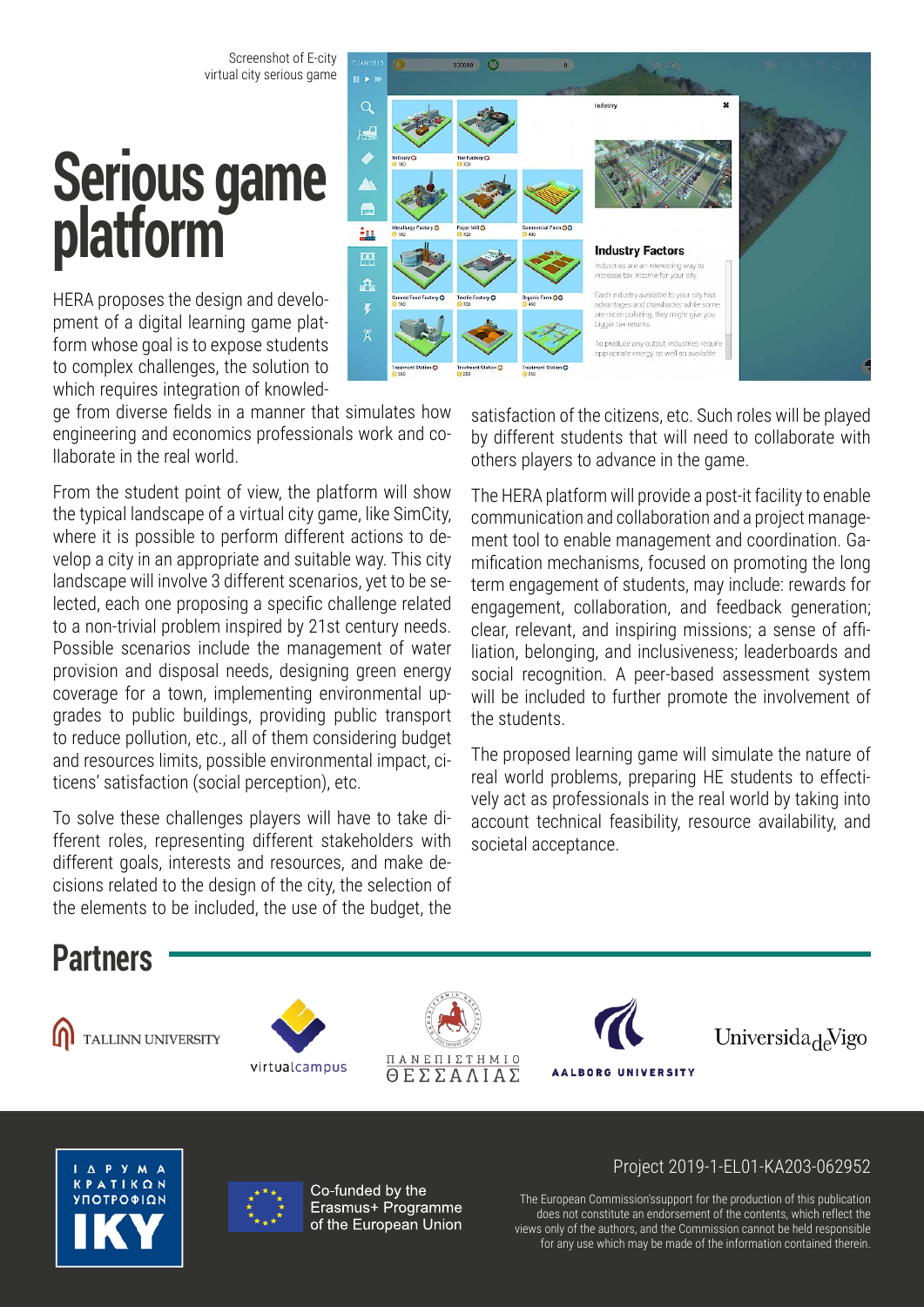Screenshot of E-city virtual city serious game

# Serious game platform

HERA proposes the design and development of a digital learning game platform whose goal is to expose students to complex challenges, the solution to which requires integration of knowledge from diverse fields in a manner that simulates how engineering and economics professionals work and collaborate in the real world.

From the student point of view, the platform will show the typical landscape of a virtual city game, like SimCity, where it is possible to perform different actions to develop a city in an appropriate and suitable way. This city landscape will involve 3 different scenarios, yet to be selected, each one proposing a specific challenge related to a non-trivial problem inspired by 21st century needs. Possible scenarios include the management of water provision and disposal needs, designing green energy coverage for a town, implementing environmental upgrades to public buildings, providing public transport to reduce pollution, etc., all of them considering budget and resources limits, possible environmental impact, citicens' satisfaction (social perception), etc.

To solve these challenges players will have to take different roles, representing different stakeholders with different goals, interests and resources, and make decisions related to the design of the city, the selection of the elements to be included, the use of the budget, the satisfaction of the citizens, etc. Such roles will be played by different students that will need to collaborate with others players to advance in the game.

The HERA platform will provide a post-it facility to enable communication and collaboration and a project management tool to enable management and coordination. Gamification mechanisms, focused on promoting the long term engagement of students, may include: rewards for engagement, collaboration, and feedback generation; clear, relevant, and inspiring missions; a sense of affiliation, belonging, and inclusiveness; leaderboards and social recognition. A peer-based assessment system will be included to further promote the involvement of the students.

The proposed learning game will simulate the nature of real world problems, preparing HE students to effectively act as professionals in the real world by taking into account technical feasibility, resource availability, and societal acceptance.

## Partners

TALLINN UNIVERSITY

virtualcampus

ΠΑΝΕΠΙΣΤΗΜΙΟ ΘΕΣΣΑΛΙΑΣ

AALBORG UNIVERSITY

Universidade Vigo

ΙΔΡΥΜΑ ΚΡΑΤΙΚΩΝ ΥΠΟΤΡΟΦΙΩΝ IKY

Co-funded by the Erasmus+ Programme of the European Union

Project 2019-1-EL01-KA203-062952

The European Commission'ssupport for the production of this publication does not constitute an endorsement of the contents, which reflect the views only of the authors, and the Commission cannot be held responsible for any use which may be made of the information contained therein.